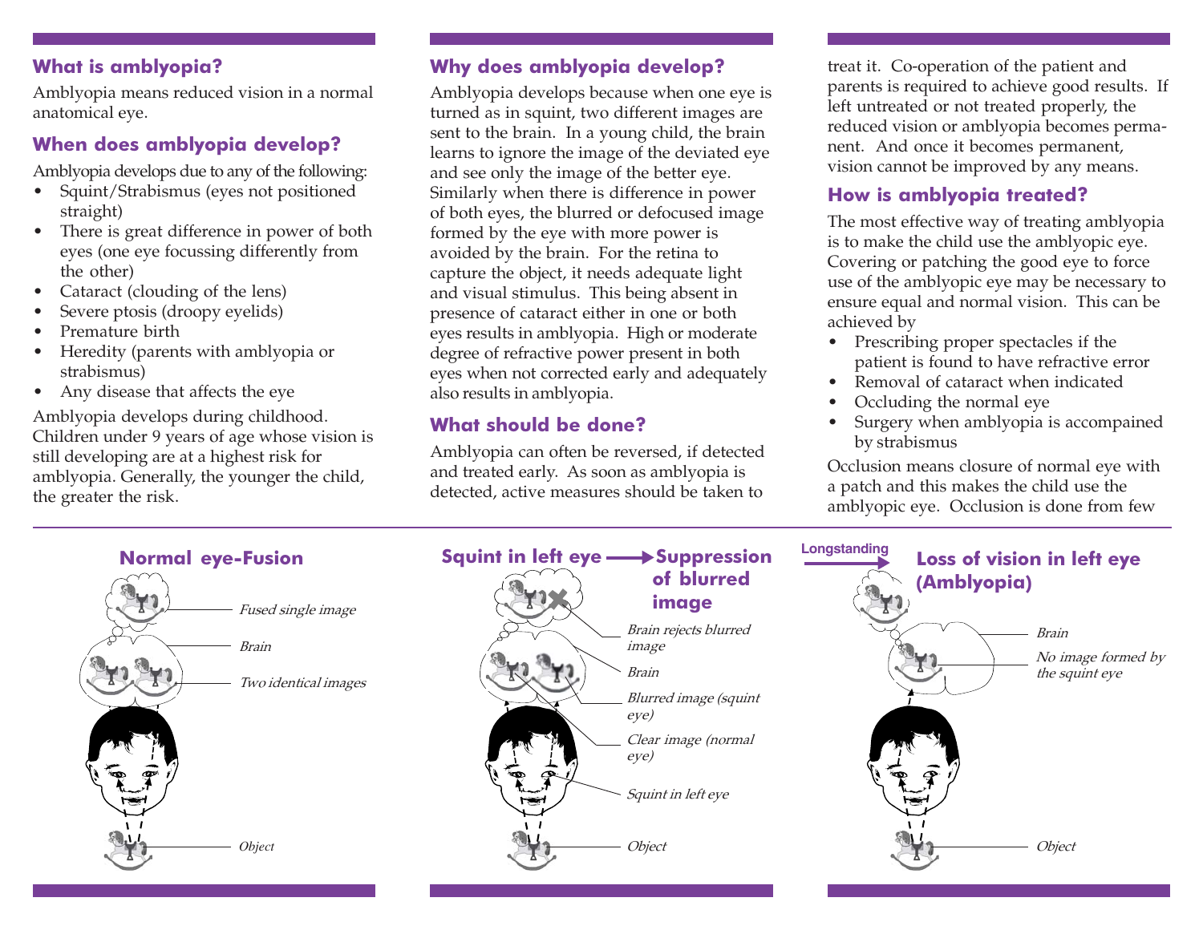## What is amblyopia?

Amblyopia means reduced vision in a normal anatomical eye.

## When does amblyopia develop?

Amblyopia develops due to any of the following:

- Squint/Strabismus (eyes not positioned straight)
- There is great difference in power of both eyes (one eye focussing differently from the other)
- Cataract (clouding of the lens)
- Severe ptosis (droopy eyelids)
- Premature birth
- Heredity (parents with amblyopia or strabismus)
- Any disease that affects the eye

Amblyopia develops during childhood. Children under 9 years of age whose vision is still developing are at a highest risk for amblyopia. Generally, the younger the child, the greater the risk.

## Why does amblyopia develop?

Amblyopia develops because when one eye is turned as in squint, two different images are sent to the brain. In a young child, the brain learns to ignore the image of the deviated eye and see only the image of the better eye. Similarly when there is difference in power of both eyes, the blurred or defocused image formed by the eye with more power is avoided by the brain. For the retina to capture the object, it needs adequate light and visual stimulus. This being absent in presence of cataract either in one or both eyes results in amblyopia. High or moderate degree of refractive power present in both eyes when not corrected early and adequately also results in amblyopia.

## What should be done?

Amblyopia can often be reversed, if detected and treated early. As soon as amblyopia is detected, active measures should be taken to treat it. Co-operation of the patient and parents is required to achieve good results. If left untreated or not treated properly, the reduced vision or amblyopia becomes permanent. And once it becomes permanent, vision cannot be improved by any means.

## How is amblyopia treated?

The most effective way of treating amblyopia is to make the child use the amblyopic eye. Covering or patching the good eye to force use of the amblyopic eye may be necessary to ensure equal and normal vision. This can be achieved by

- Prescribing proper spectacles if the patient is found to have refractive error
- Removal of cataract when indicated
- Occluding the normal eye
- Surgery when amblyopia is accompained by strabismus

Occlusion means closure of normal eye with a patch and this makes the child use the amblyopic eye. Occlusion is done from few

**Normal eye-Fusion**

*Fused single image*

*Brain*

*Two identical images*

*Object*

**Squint in left eye → Suppression of blurred image**

*Brain rejects blurred image*

*Brain*

*Blurred image (squint eye)*

*Clear image (normal eye)*

*Squint in left eye*

*Object*

**Longstanding → Loss of vision in left eye (Amblyopia)**

*Brain*

*No image formed by the squint eye*

*Object*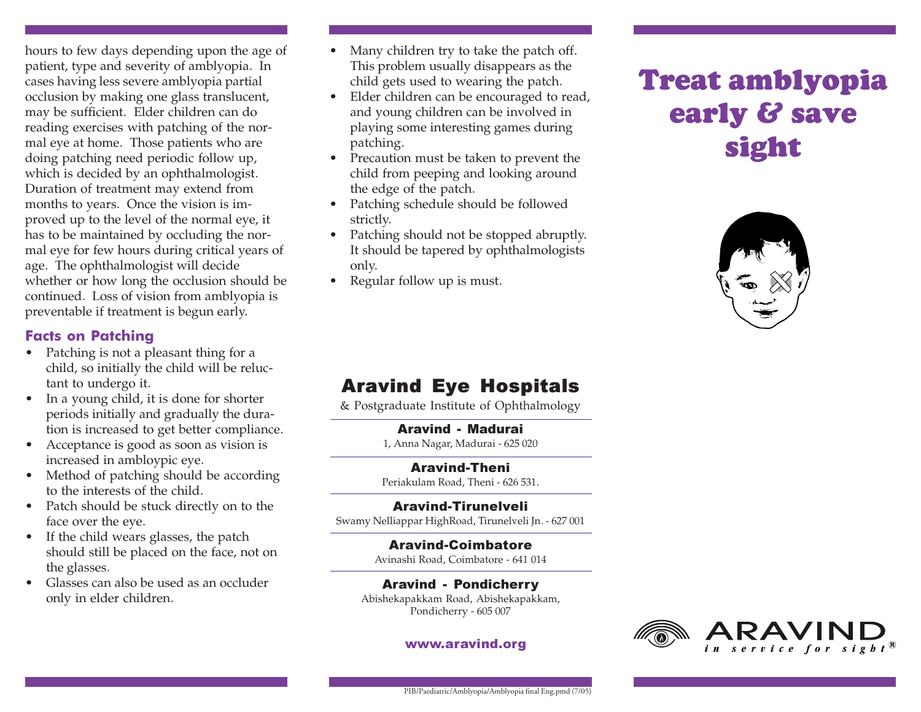hours to few days depending upon the age of patient, type and severity of amblyopia. In cases having less severe amblyopia partial occlusion by making one glass translucent, may be sufficient. Elder children can do reading exercises with patching of the normal eye at home. Those patients who are doing patching need periodic follow up, which is decided by an ophthalmologist. Duration of treatment may extend from months to years. Once the vision is improved up to the level of the normal eye, it has to be maintained by occluding the normal eye for few hours during critical years of age. The ophthalmologist will decide whether or how long the occlusion should be continued. Loss of vision from amblyopia is preventable if treatment is begun early.

### Facts on Patching

- Patching is not a pleasant thing for a child, so initially the child will be reluctant to undergo it.
- In a young child, it is done for shorter periods initially and gradually the duration is increased to get better compliance.
- Acceptance is good as soon as vision is increased in ambloypic eye.
- Method of patching should be according to the interests of the child.
- Patch should be stuck directly on to the face over the eye.
- If the child wears glasses, the patch should still be placed on the face, not on the glasses.
- Glasses can also be used as an occluder only in elder children.
- Many children try to take the patch off. This problem usually disappears as the child gets used to wearing the patch.
- Elder children can be encouraged to read, and young children can be involved in playing some interesting games during patching.
- Precaution must be taken to prevent the child from peeping and looking around the edge of the patch.
- Patching schedule should be followed strictly.
- Patching should not be stopped abruptly. It should be tapered by ophthalmologists only.
- Regular follow up is must.

## Aravind Eye Hospitals

& Postgraduate Institute of Ophthalmology

**Aravind - Madurai**
1, Anna Nagar, Madurai - 625 020

**Aravind-Theni**
Periakulam Road, Theni - 626 531.

**Aravind-Tirunelveli**
Swamy Nelliappar HighRoad, Tirunelveli Jn. - 627 001

**Aravind-Coimbatore**
Avinashi Road, Coimbatore - 641 014

**Aravind - Pondicherry**
Abishekapakkam Road, Abishekapakkam, Pondicherry - 605 007

**www.aravind.org**

PIB/Paediatric/Amblyopia/Amblyopia final Eng.pmd (7/05)

# Treat amblyopia early & save sight

ARAVIND
*in service for sight*®